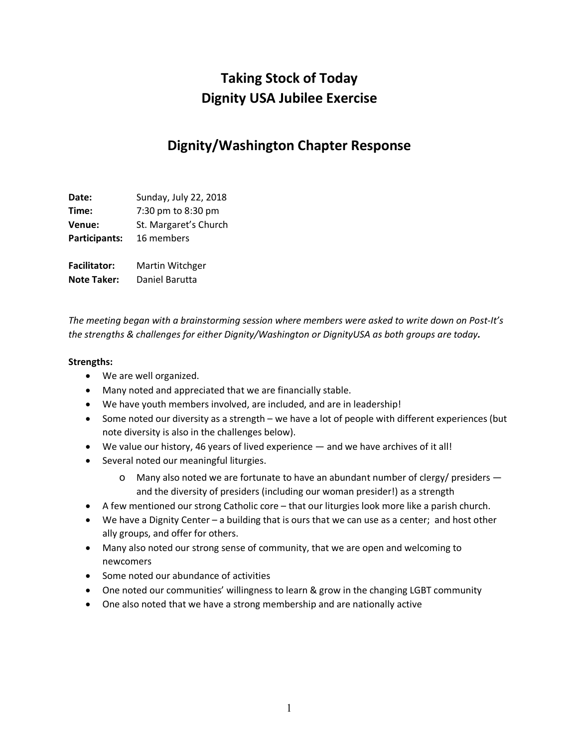# Taking Stock of Today
# Dignity USA Jubilee Exercise

## Dignity/Washington Chapter Response

| | |
|---|---|
| **Date:** | Sunday, July 22, 2018 |
| **Time:** | 7:30 pm to 8:30 pm |
| **Venue:** | St. Margaret's Church |
| **Participants:** | 16 members |
| **Facilitator:** | Martin Witchger |
| **Note Taker:** | Daniel Barutta |

*The meeting began with a brainstorming session where members were asked to write down on Post-It's the strengths & challenges for either Dignity/Washington or DignityUSA as both groups are today.*

**Strengths:**

- We are well organized.
- Many noted and appreciated that we are financially stable.
- We have youth members involved, are included, and are in leadership!
- Some noted our diversity as a strength – we have a lot of people with different experiences (but note diversity is also in the challenges below).
- We value our history, 46 years of lived experience — and we have archives of it all!
- Several noted our meaningful liturgies.
  - Many also noted we are fortunate to have an abundant number of clergy/ presiders — and the diversity of presiders (including our woman presider!) as a strength
- A few mentioned our strong Catholic core – that our liturgies look more like a parish church.
- We have a Dignity Center – a building that is ours that we can use as a center; and host other ally groups, and offer for others.
- Many also noted our strong sense of community, that we are open and welcoming to newcomers
- Some noted our abundance of activities
- One noted our communities' willingness to learn & grow in the changing LGBT community
- One also noted that we have a strong membership and are nationally active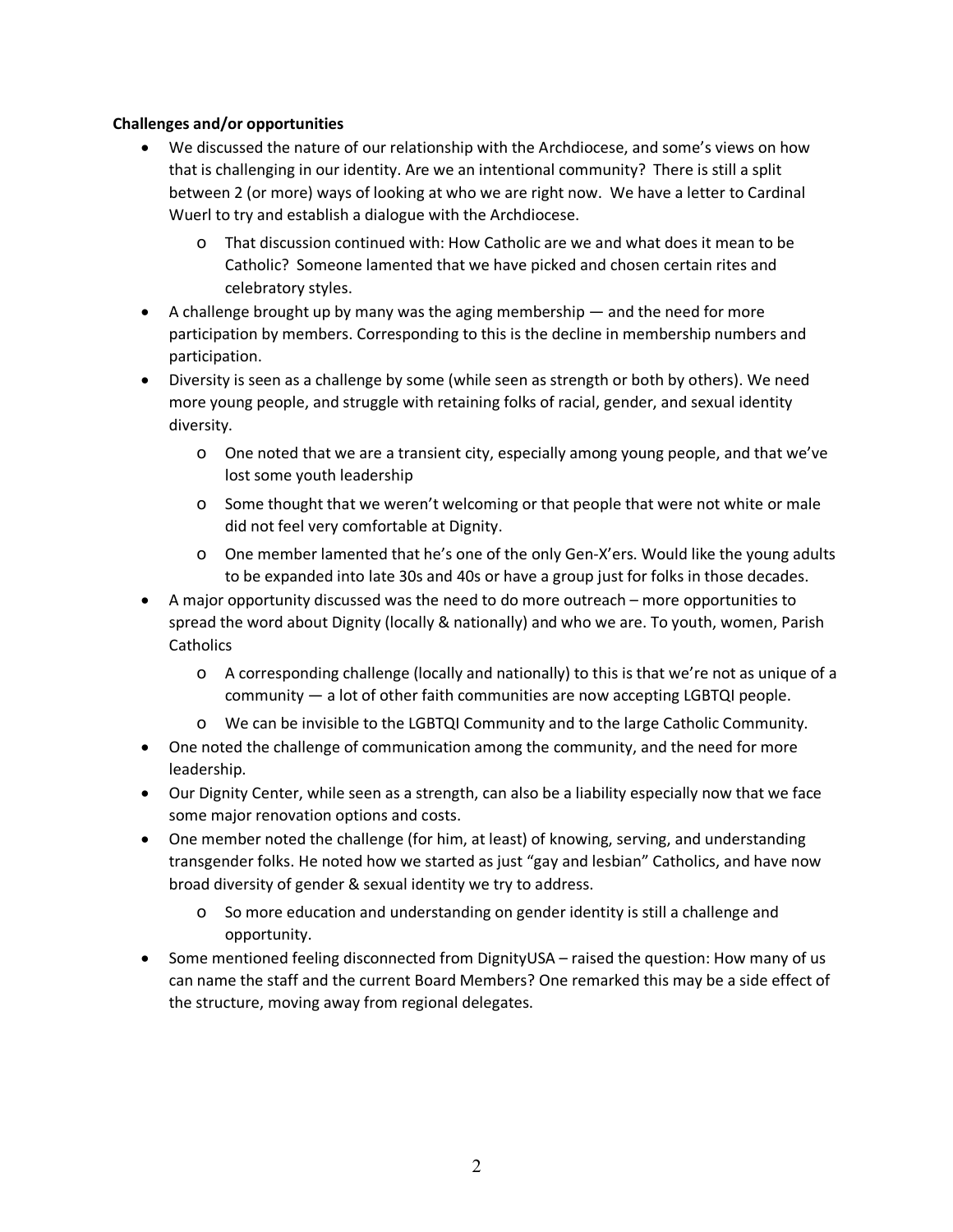**Challenges and/or opportunities**

- We discussed the nature of our relationship with the Archdiocese, and some's views on how that is challenging in our identity. Are we an intentional community? There is still a split between 2 (or more) ways of looking at who we are right now. We have a letter to Cardinal Wuerl to try and establish a dialogue with the Archdiocese.
  - That discussion continued with: How Catholic are we and what does it mean to be Catholic? Someone lamented that we have picked and chosen certain rites and celebratory styles.
- A challenge brought up by many was the aging membership — and the need for more participation by members. Corresponding to this is the decline in membership numbers and participation.
- Diversity is seen as a challenge by some (while seen as strength or both by others). We need more young people, and struggle with retaining folks of racial, gender, and sexual identity diversity.
  - One noted that we are a transient city, especially among young people, and that we've lost some youth leadership
  - Some thought that we weren't welcoming or that people that were not white or male did not feel very comfortable at Dignity.
  - One member lamented that he's one of the only Gen-X'ers. Would like the young adults to be expanded into late 30s and 40s or have a group just for folks in those decades.
- A major opportunity discussed was the need to do more outreach – more opportunities to spread the word about Dignity (locally & nationally) and who we are. To youth, women, Parish Catholics
  - A corresponding challenge (locally and nationally) to this is that we're not as unique of a community — a lot of other faith communities are now accepting LGBTQI people.
  - We can be invisible to the LGBTQI Community and to the large Catholic Community.
- One noted the challenge of communication among the community, and the need for more leadership.
- Our Dignity Center, while seen as a strength, can also be a liability especially now that we face some major renovation options and costs.
- One member noted the challenge (for him, at least) of knowing, serving, and understanding transgender folks. He noted how we started as just "gay and lesbian" Catholics, and have now broad diversity of gender & sexual identity we try to address.
  - So more education and understanding on gender identity is still a challenge and opportunity.
- Some mentioned feeling disconnected from DignityUSA – raised the question: How many of us can name the staff and the current Board Members? One remarked this may be a side effect of the structure, moving away from regional delegates.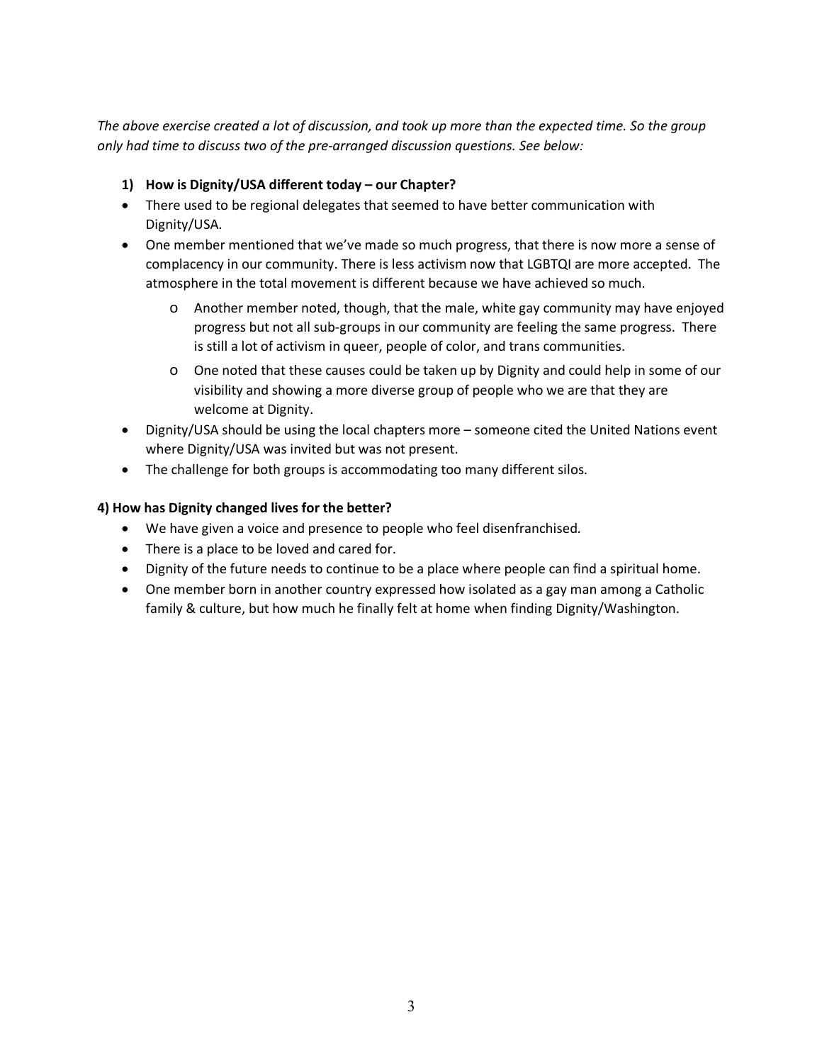*The above exercise created a lot of discussion, and took up more than the expected time. So the group only had time to discuss two of the pre-arranged discussion questions. See below:*

**1) How is Dignity/USA different today – our Chapter?**

- There used to be regional delegates that seemed to have better communication with Dignity/USA.
- One member mentioned that we've made so much progress, that there is now more a sense of complacency in our community. There is less activism now that LGBTQI are more accepted. The atmosphere in the total movement is different because we have achieved so much.
    - Another member noted, though, that the male, white gay community may have enjoyed progress but not all sub-groups in our community are feeling the same progress. There is still a lot of activism in queer, people of color, and trans communities.
    - One noted that these causes could be taken up by Dignity and could help in some of our visibility and showing a more diverse group of people who we are that they are welcome at Dignity.
- Dignity/USA should be using the local chapters more – someone cited the United Nations event where Dignity/USA was invited but was not present.
- The challenge for both groups is accommodating too many different silos.

**4) How has Dignity changed lives for the better?**

- We have given a voice and presence to people who feel disenfranchised.
- There is a place to be loved and cared for.
- Dignity of the future needs to continue to be a place where people can find a spiritual home.
- One member born in another country expressed how isolated as a gay man among a Catholic family & culture, but how much he finally felt at home when finding Dignity/Washington.